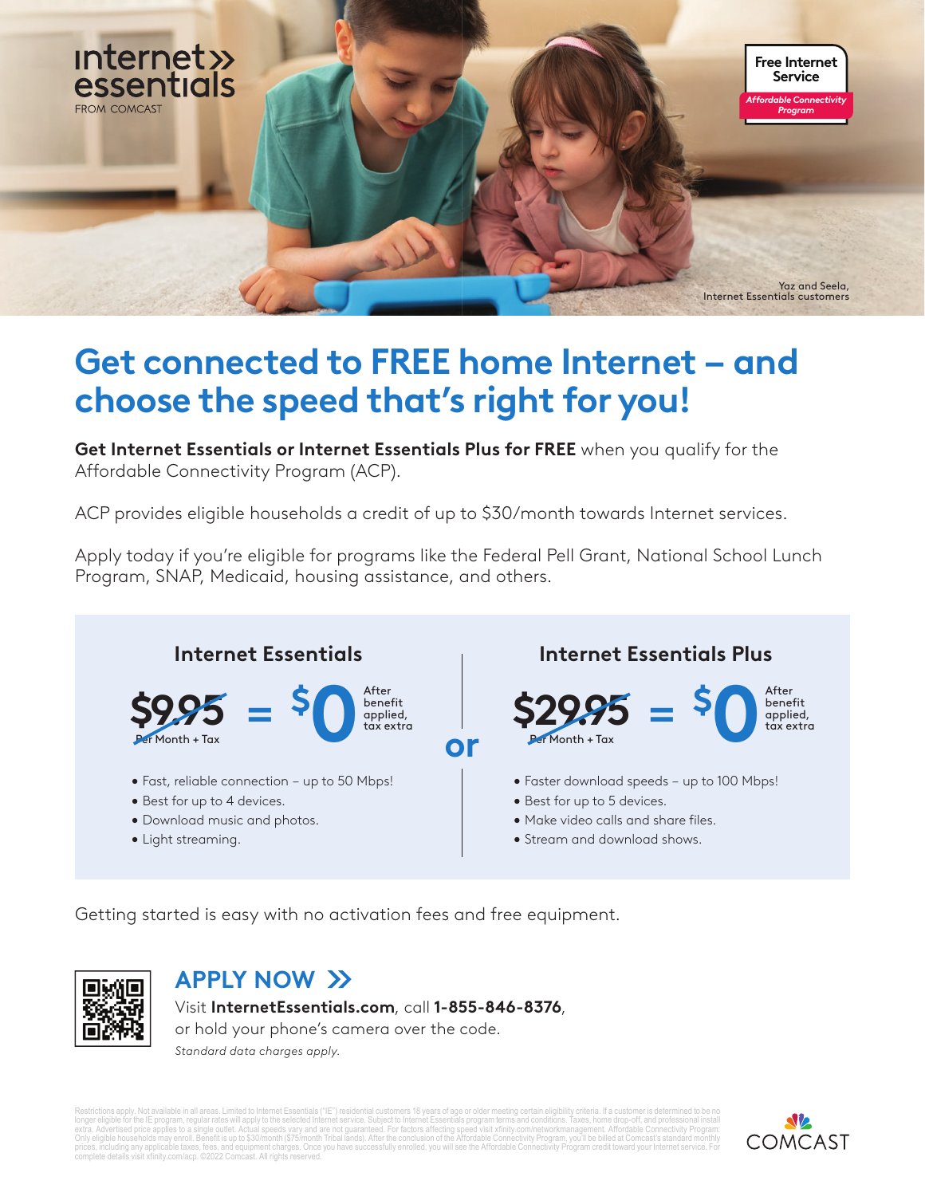internet» essentials FROM COMCAST

**Free Internet Service**
*Affordable Connectivity Program*

Yaz and Seela, Internet Essentials customers

# Get connected to FREE home Internet – and choose the speed that's right for you!

**Get Internet Essentials or Internet Essentials Plus for FREE** when you qualify for the Affordable Connectivity Program (ACP).

ACP provides eligible households a credit of up to $30/month towards Internet services.

Apply today if you're eligible for programs like the Federal Pell Grant, National School Lunch Program, SNAP, Medicaid, housing assistance, and others.

## Internet Essentials

~~$9.95~~ Per Month + Tax = $0 After benefit applied, tax extra

- Fast, reliable connection – up to 50 Mbps!
- Best for up to 4 devices.
- Download music and photos.
- Light streaming.

**or**

## Internet Essentials Plus

~~$29.95~~ Per Month + Tax = $0 After benefit applied, tax extra

- Faster download speeds – up to 100 Mbps!
- Best for up to 5 devices.
- Make video calls and share files.
- Stream and download shows.

Getting started is easy with no activation fees and free equipment.

## APPLY NOW »

Visit **InternetEssentials.com**, call **1-855-846-8376**, or hold your phone's camera over the code.

*Standard data charges apply.*

Restrictions apply. Not available in all areas. Limited to Internet Essentials ("IE") residential customers 18 years of age or older meeting certain eligibility criteria. If a customer is determined to be no longer eligible for the IE program, regular rates will apply to the selected Internet service. Subject to Internet Essentials program terms and conditions. Taxes, home drop-off, and professional install extra. Advertised price applies to a single outlet. Actual speeds vary and are not guaranteed. For factors affecting speed visit xfinity.com/networkmanagement. Affordable Connectivity Program: Only eligible households may enroll. Benefit is up to $30/month ($75/month Tribal lands). After the conclusion of the Affordable Connectivity Program, you'll be billed at Comcast's standard monthly prices, including any applicable taxes, fees, and equipment charges. Once you have successfully enrolled, you will see the Affordable Connectivity Program credit toward your Internet service. For complete details visit xfinity.com/acp. ©2022 Comcast. All rights reserved.

COMCAST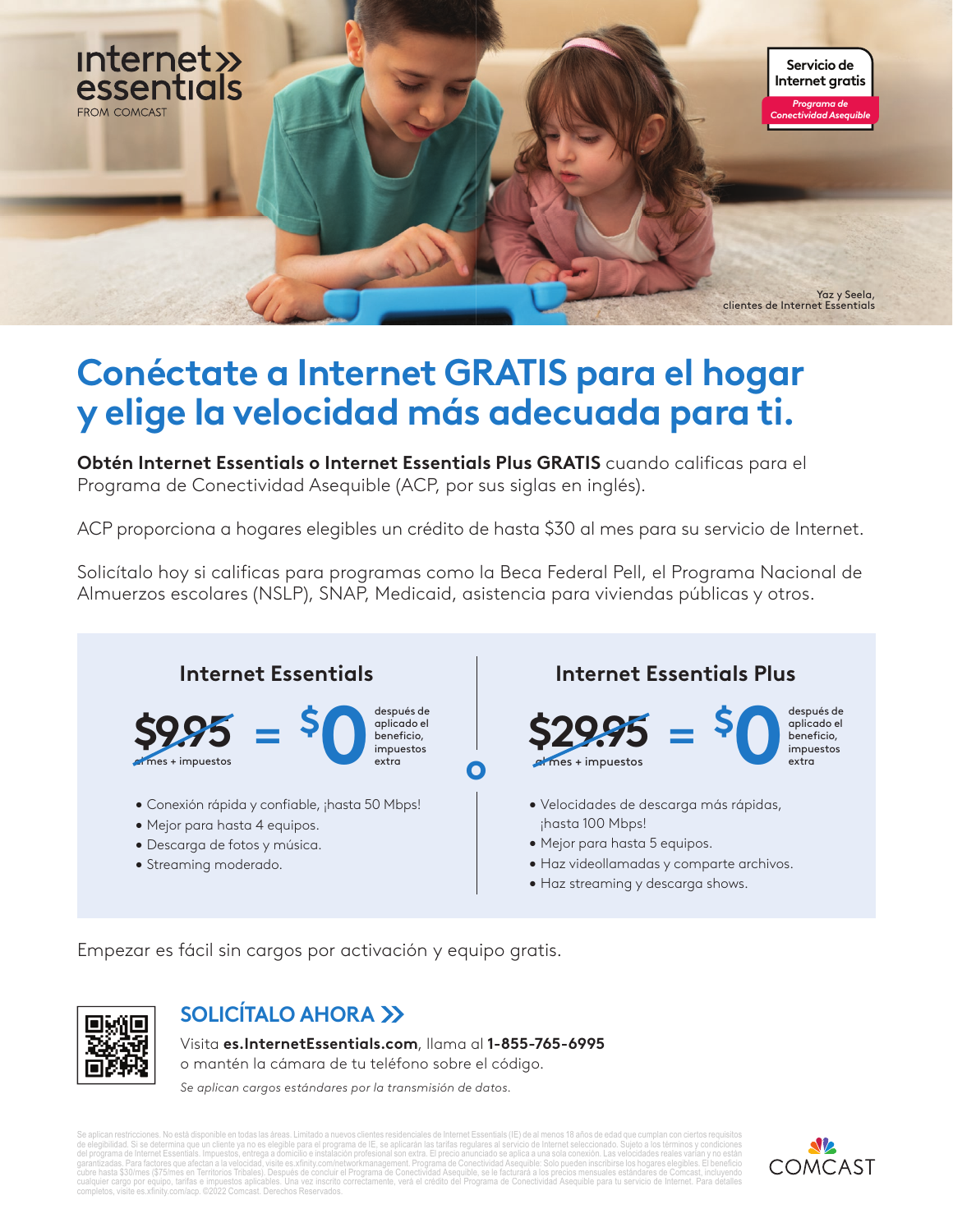internet» essentials FROM COMCAST

Servicio de Internet gratis

*Programa de Conectividad Asequible*

Yaz y Seela, clientes de Internet Essentials

# Conéctate a Internet GRATIS para el hogar y elige la velocidad más adecuada para ti.

**Obtén Internet Essentials o Internet Essentials Plus GRATIS** cuando calificas para el Programa de Conectividad Asequible (ACP, por sus siglas en inglés).

ACP proporciona a hogares elegibles un crédito de hasta $30 al mes para su servicio de Internet.

Solicítalo hoy si calificas para programas como la Beca Federal Pell, el Programa Nacional de Almuerzos escolares (NSLP), SNAP, Medicaid, asistencia para viviendas públicas y otros.

## Internet Essentials

~~$9.95~~ al mes + impuestos = $0 después de aplicado el beneficio, impuestos extra

- Conexión rápida y confiable, ¡hasta 50 Mbps!
- Mejor para hasta 4 equipos.
- Descarga de fotos y música.
- Streaming moderado.

**o**

## Internet Essentials Plus

~~$29.95~~ al mes + impuestos = $0 después de aplicado el beneficio, impuestos extra

- Velocidades de descarga más rápidas, ¡hasta 100 Mbps!
- Mejor para hasta 5 equipos.
- Haz videollamadas y comparte archivos.
- Haz streaming y descarga shows.

Empezar es fácil sin cargos por activación y equipo gratis.

## SOLICÍTALO AHORA »

Visita **es.InternetEssentials.com**, llama al **1-855-765-6995** o mantén la cámara de tu teléfono sobre el código.

*Se aplican cargos estándares por la transmisión de datos.*

Se aplican restricciones. No está disponible en todas las áreas. Limitado a nuevos clientes residenciales de Internet Essentials (IE) de al menos 18 años de edad que cumplan con ciertos requisitos de elegibilidad. Si se determina que un cliente ya no es elegible para el programa de IE, se aplicarán las tarifas regulares al servicio de Internet seleccionado. Sujeto a los términos y condiciones del programa de Internet Essentials. Impuestos, entrega a domicilio e instalación profesional son extra. El precio anunciado se aplica a una sola conexión. Las velocidades reales varían y no están garantizadas. Para factores que afectan a la velocidad, visite es.xfinity.com/networkmanagement. Programa de Conectividad Asequible: Solo pueden inscribirse los hogares elegibles. El beneficio cubre hasta $30/mes ($75/mes en Territorios Tribales). Después de concluir el Programa de Conectividad Asequible, se le facturará a los precios mensuales estándares de Comcast, incluyendo cualquier cargo por equipo, tarifas e impuestos aplicables. Una vez inscrito correctamente, verá el crédito del Programa de Conectividad Asequible para tu servicio de Internet. Para detalles completos, visite es.xfinity.com/acp. ©2022 Comcast. Derechos Reservados.

COMCAST